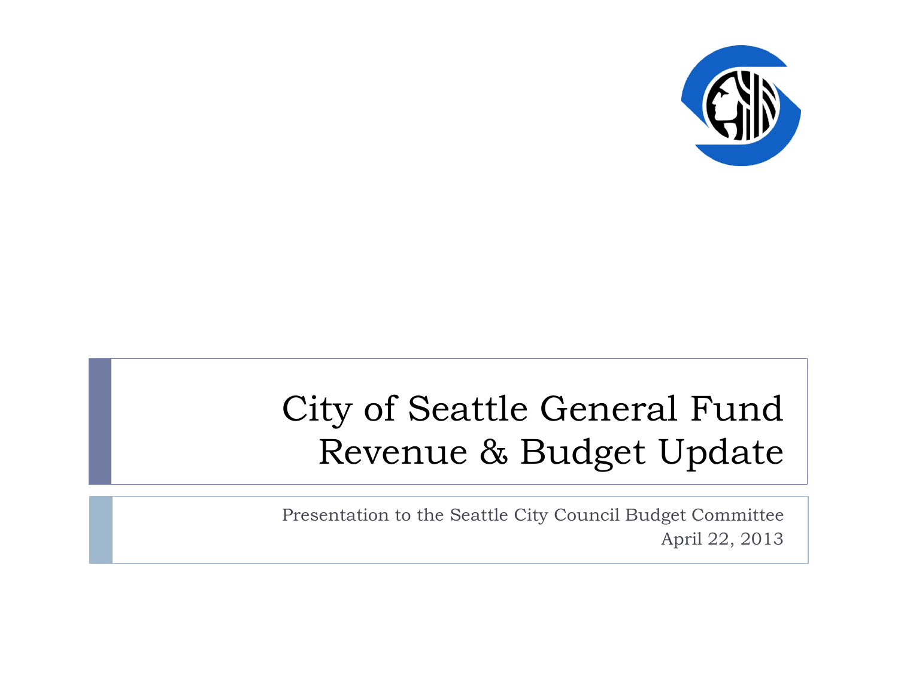# City of Seattle General Fund Revenue & Budget Update

Presentation to the Seattle City Council Budget Committee
April 22, 2013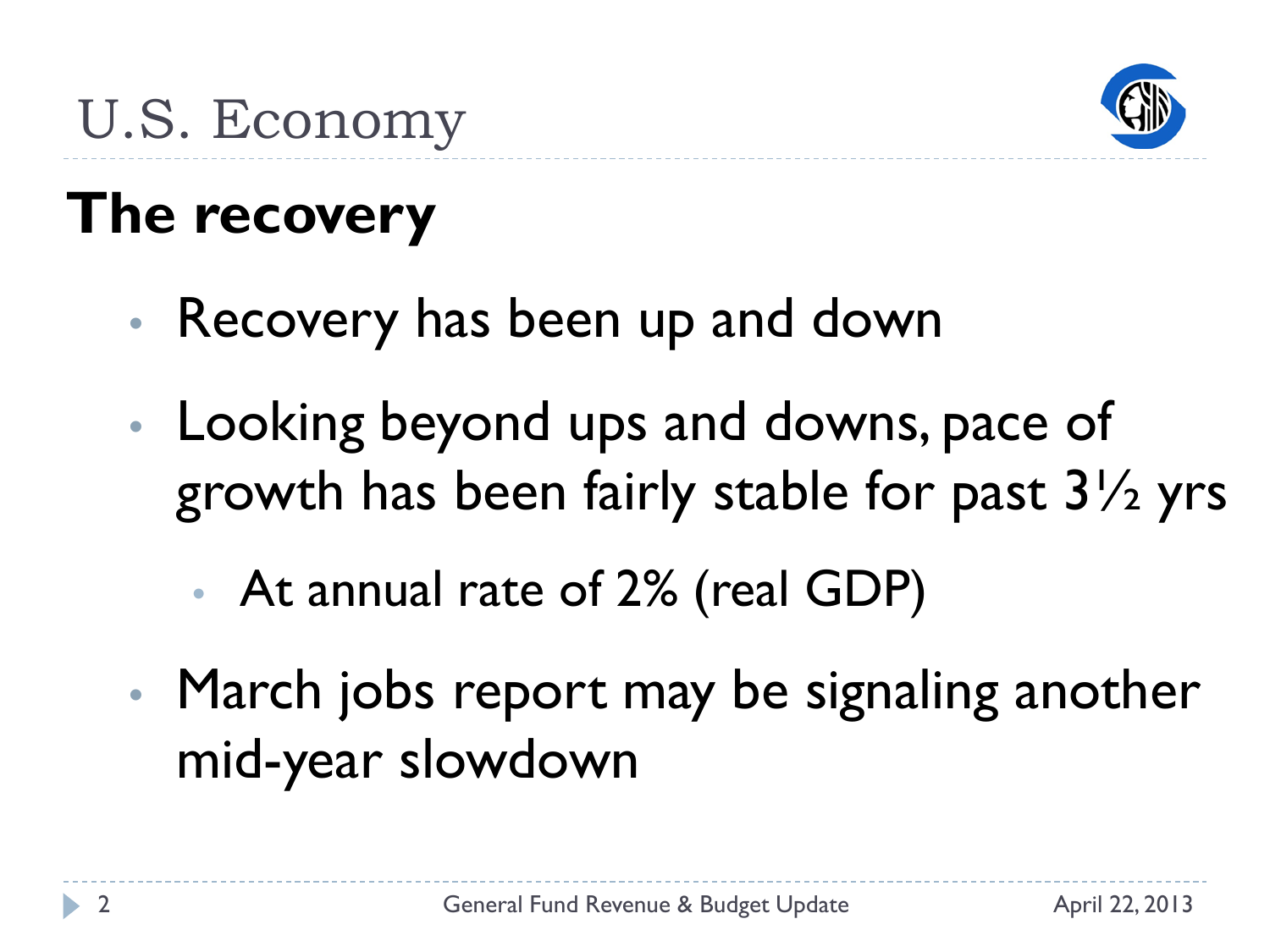# U.S. Economy

## The recovery

- Recovery has been up and down
- Looking beyond ups and downs, pace of growth has been fairly stable for past 3½ yrs
  - At annual rate of 2% (real GDP)
- March jobs report may be signaling another mid-year slowdown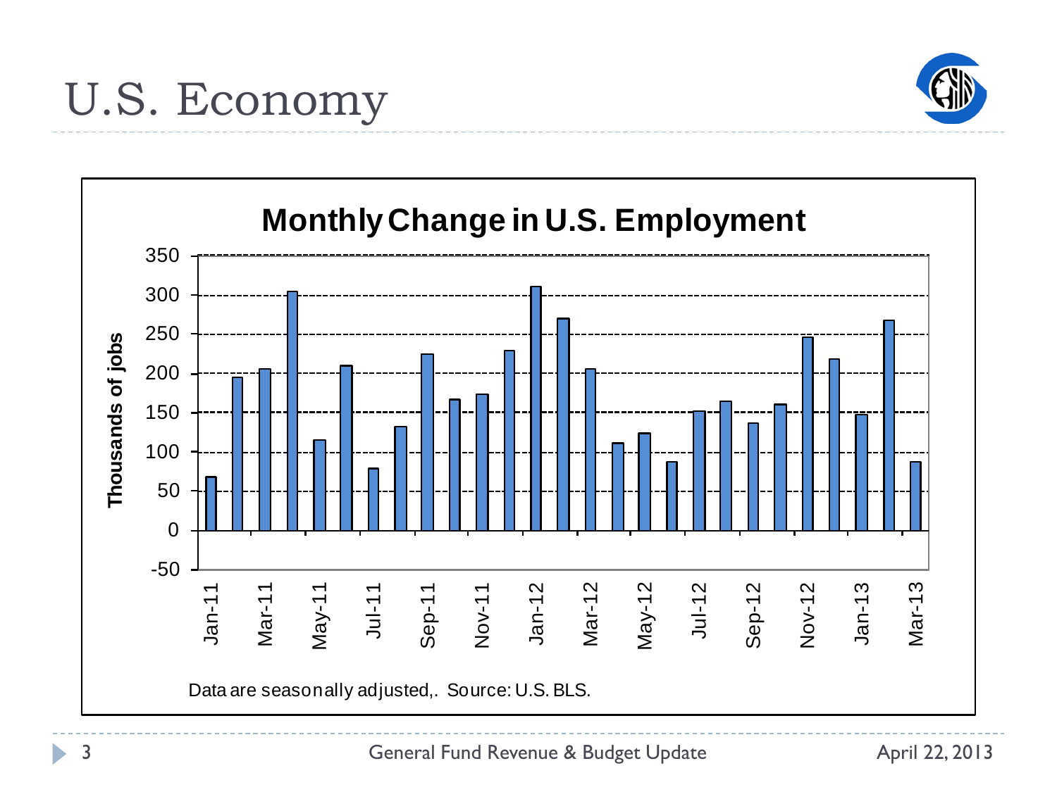# U.S. Economy

**Monthly Change in U.S. Employment**

Thousands of jobs

Data are seasonally adjusted,. Source: U.S. BLS.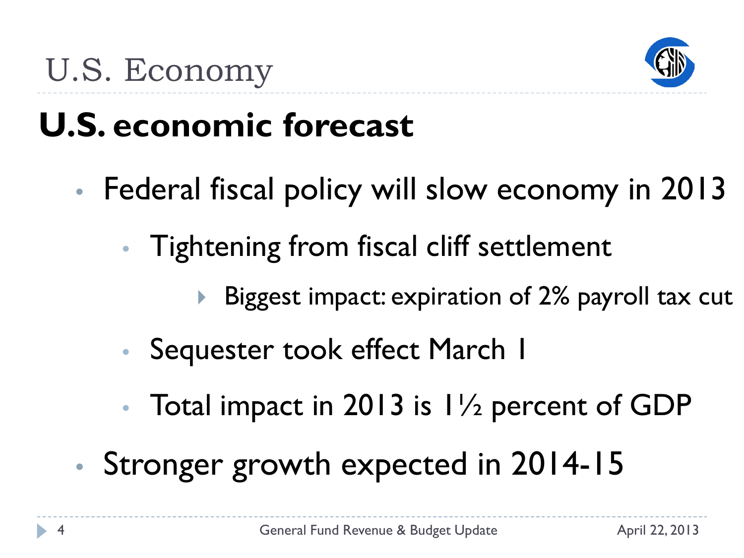# U.S. Economy

## U.S. economic forecast

- Federal fiscal policy will slow economy in 2013
  - Tightening from fiscal cliff settlement
    - Biggest impact: expiration of 2% payroll tax cut
  - Sequester took effect March 1
  - Total impact in 2013 is 1½ percent of GDP
- Stronger growth expected in 2014-15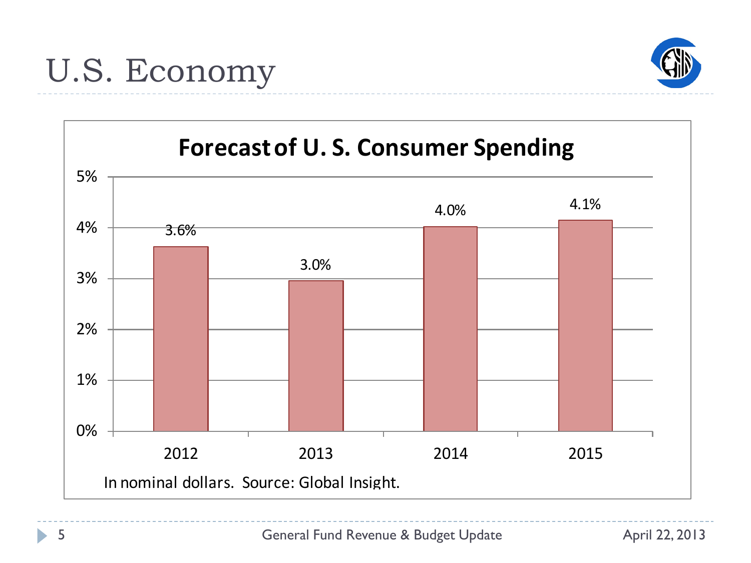# U.S. Economy

## Forecast of U. S. Consumer Spending

| Year | Growth |
| --- | --- |
| 2012 | 3.6% |
| 2013 | 3.0% |
| 2014 | 4.0% |
| 2015 | 4.1% |

In nominal dollars. Source: Global Insight.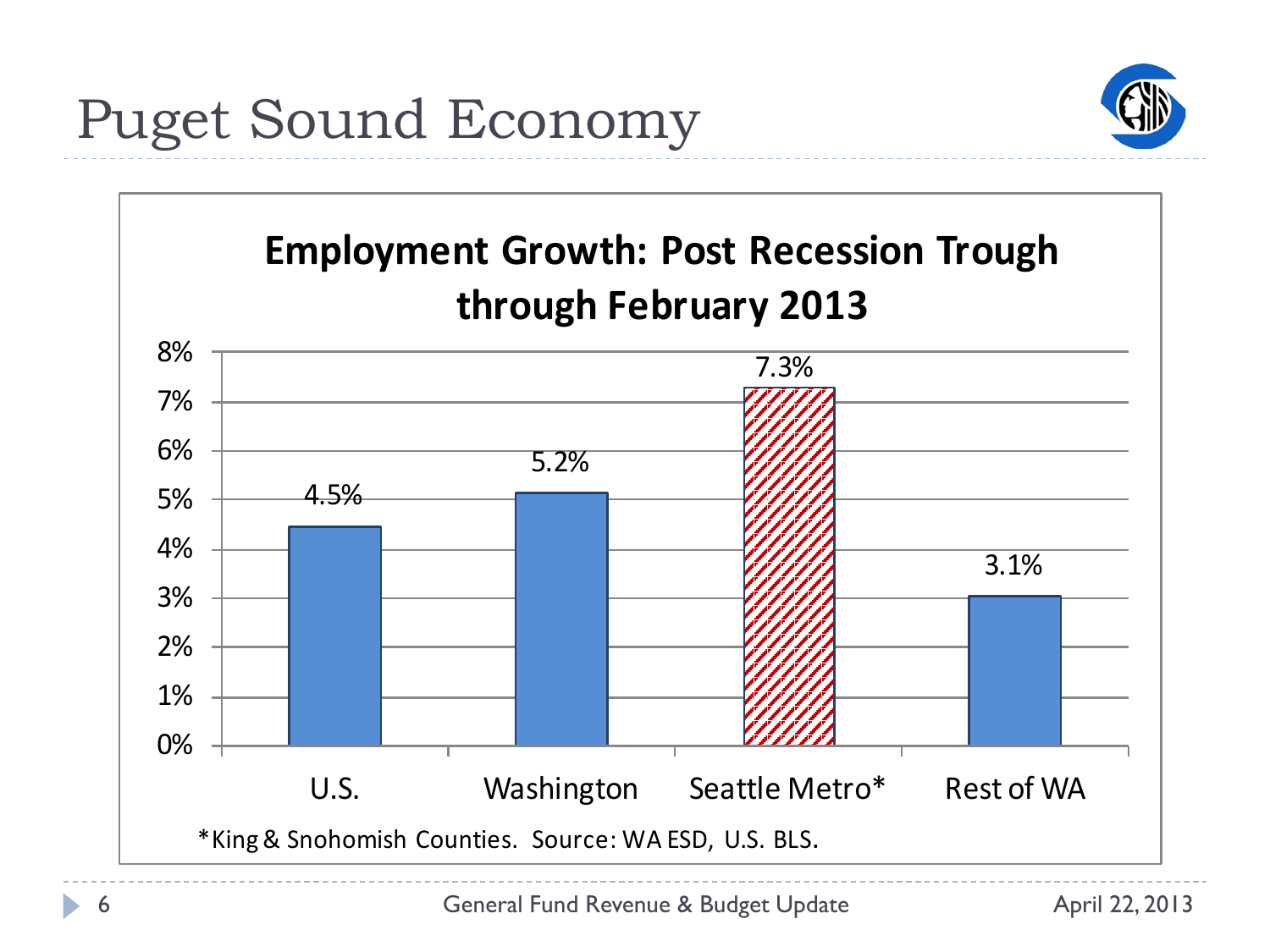# Puget Sound Economy

**Employment Growth: Post Recession Trough through February 2013**

| Region | Employment Growth |
|---|---|
| U.S. | 4.5% |
| Washington | 5.2% |
| Seattle Metro* | 7.3% |
| Rest of WA | 3.1% |

*King & Snohomish Counties. Source: WA ESD, U.S. BLS.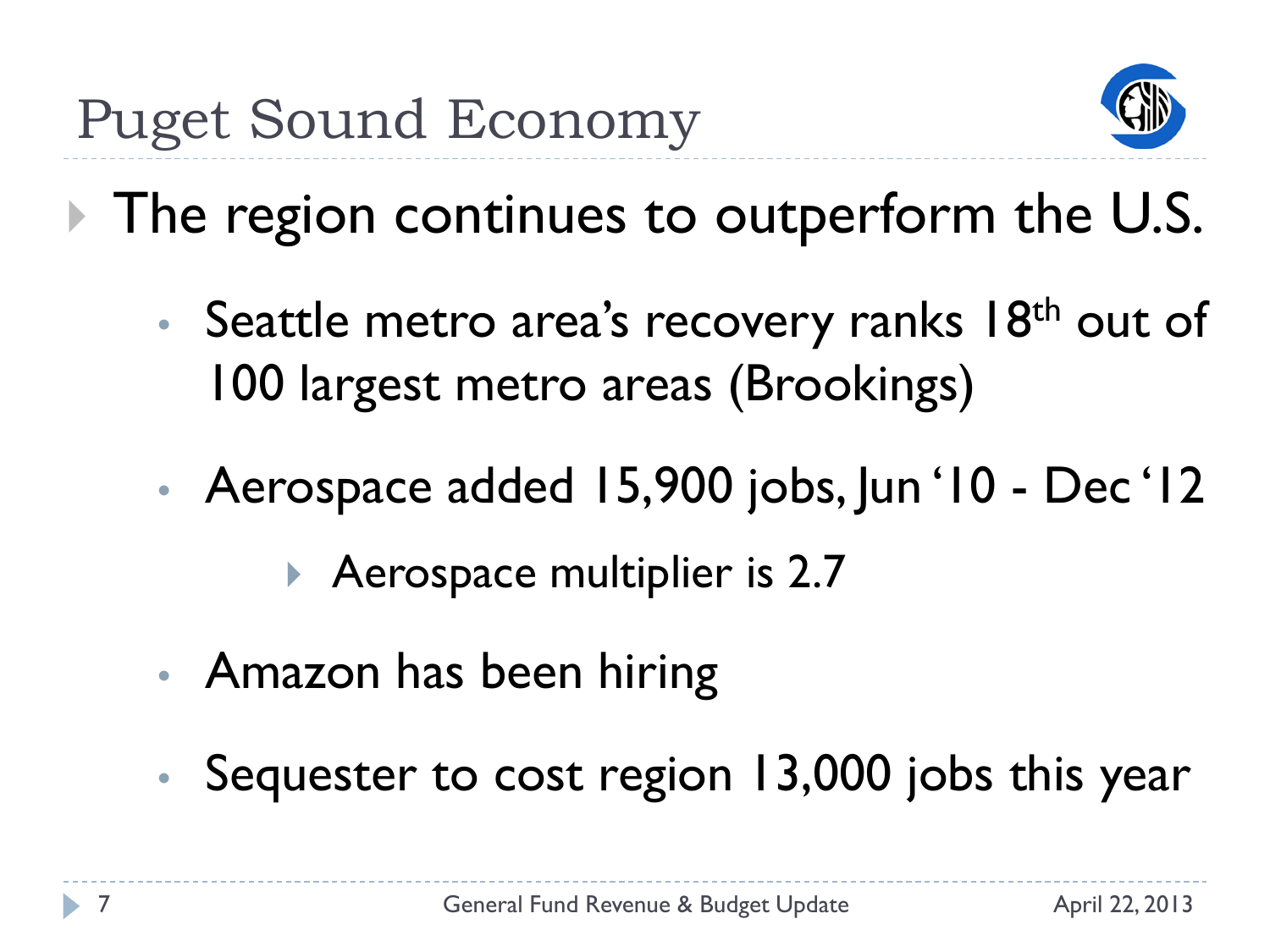# Puget Sound Economy

- The region continues to outperform the U.S.
  - Seattle metro area's recovery ranks 18th out of 100 largest metro areas (Brookings)
  - Aerospace added 15,900 jobs, Jun '10 - Dec '12
    - Aerospace multiplier is 2.7
  - Amazon has been hiring
  - Sequester to cost region 13,000 jobs this year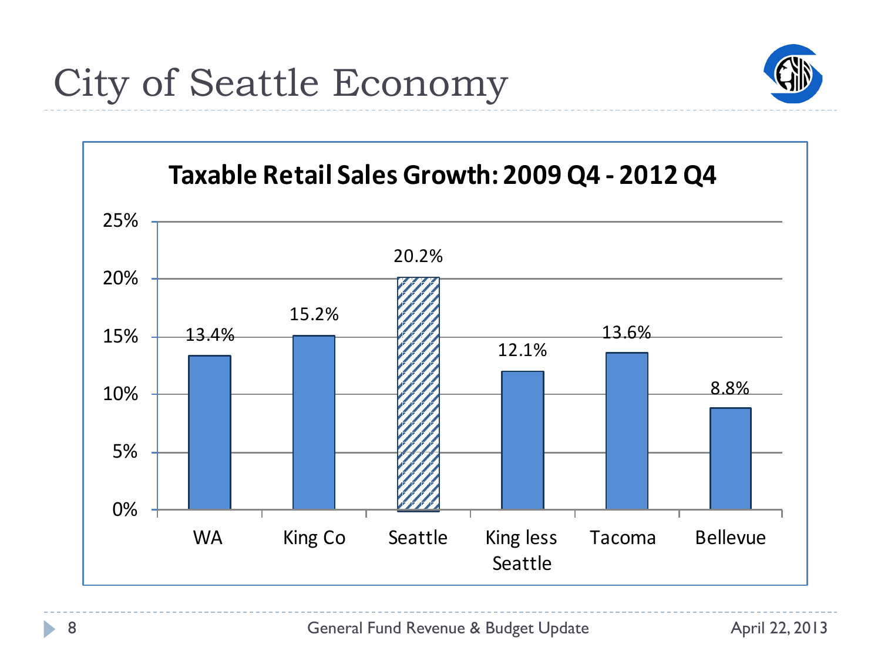# City of Seattle Economy

**Taxable Retail Sales Growth: 2009 Q4 - 2012 Q4**

| | WA | King Co | Seattle | King less Seattle | Tacoma | Bellevue |
|---|---|---|---|---|---|---|
| Growth | 13.4% | 15.2% | 20.2% | 12.1% | 13.6% | 8.8% |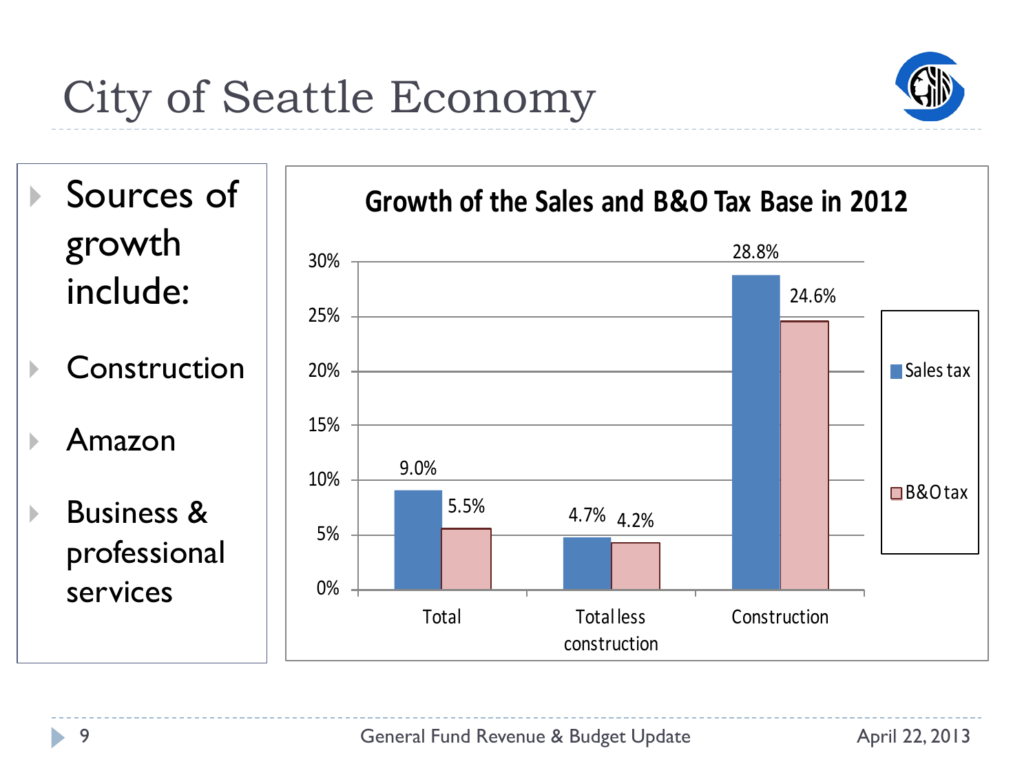# City of Seattle Economy

- Sources of growth include:
- Construction
- Amazon
- Business & professional services

**Growth of the Sales and B&O Tax Base in 2012**

| | Sales tax | B&O tax |
|---|---|---|
| Total | 9.0% | 5.5% |
| Total less construction | 4.7% | 4.2% |
| Construction | 28.8% | 24.6% |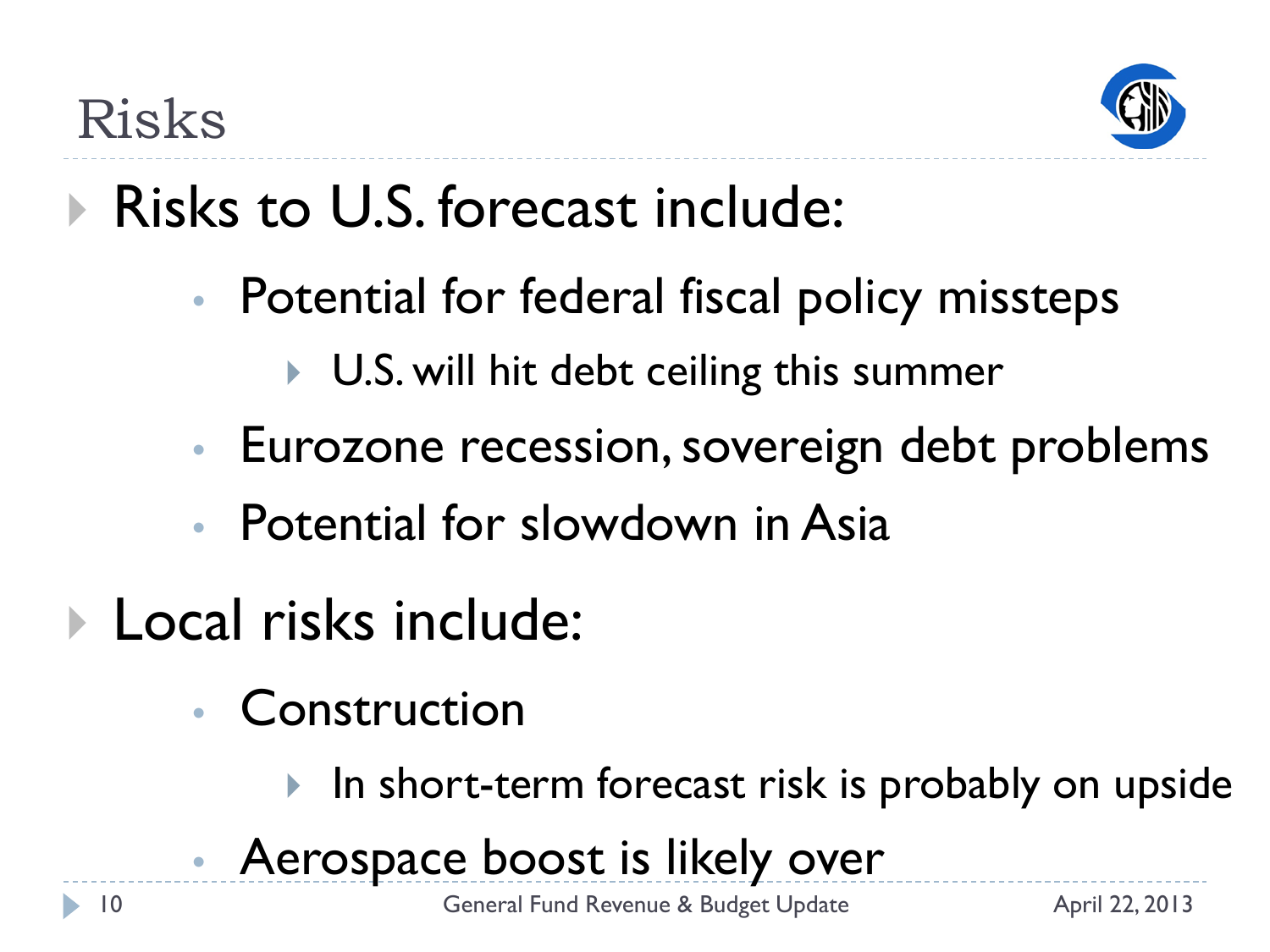# Risks

- Risks to U.S. forecast include:
  - Potential for federal fiscal policy missteps
    - U.S. will hit debt ceiling this summer
  - Eurozone recession, sovereign debt problems
  - Potential for slowdown in Asia
- Local risks include:
  - Construction
    - In short-term forecast risk is probably on upside
  - Aerospace boost is likely over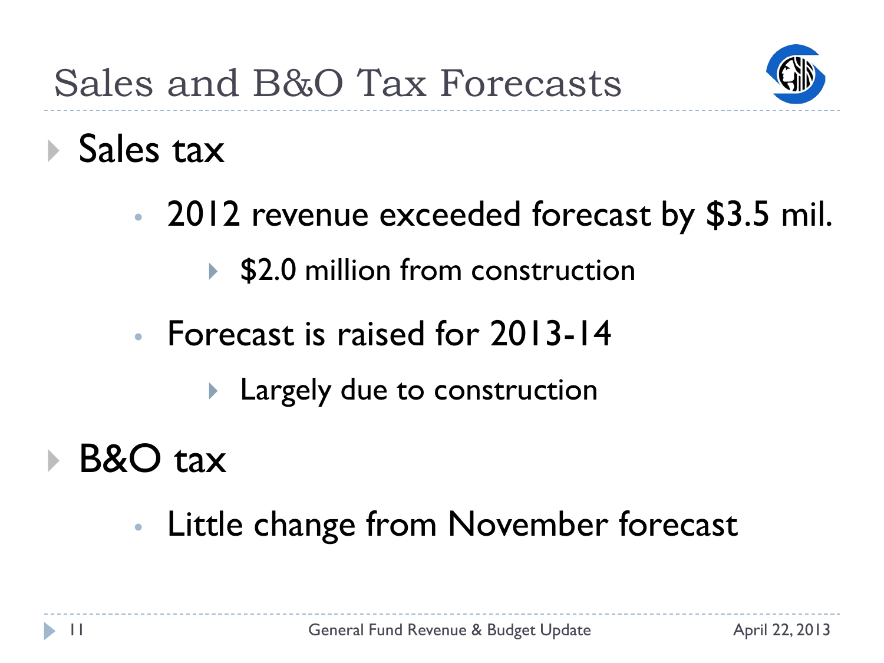# Sales and B&O Tax Forecasts

- Sales tax
  - 2012 revenue exceeded forecast by $3.5 mil.
    - $2.0 million from construction
  - Forecast is raised for 2013-14
    - Largely due to construction
- B&O tax
  - Little change from November forecast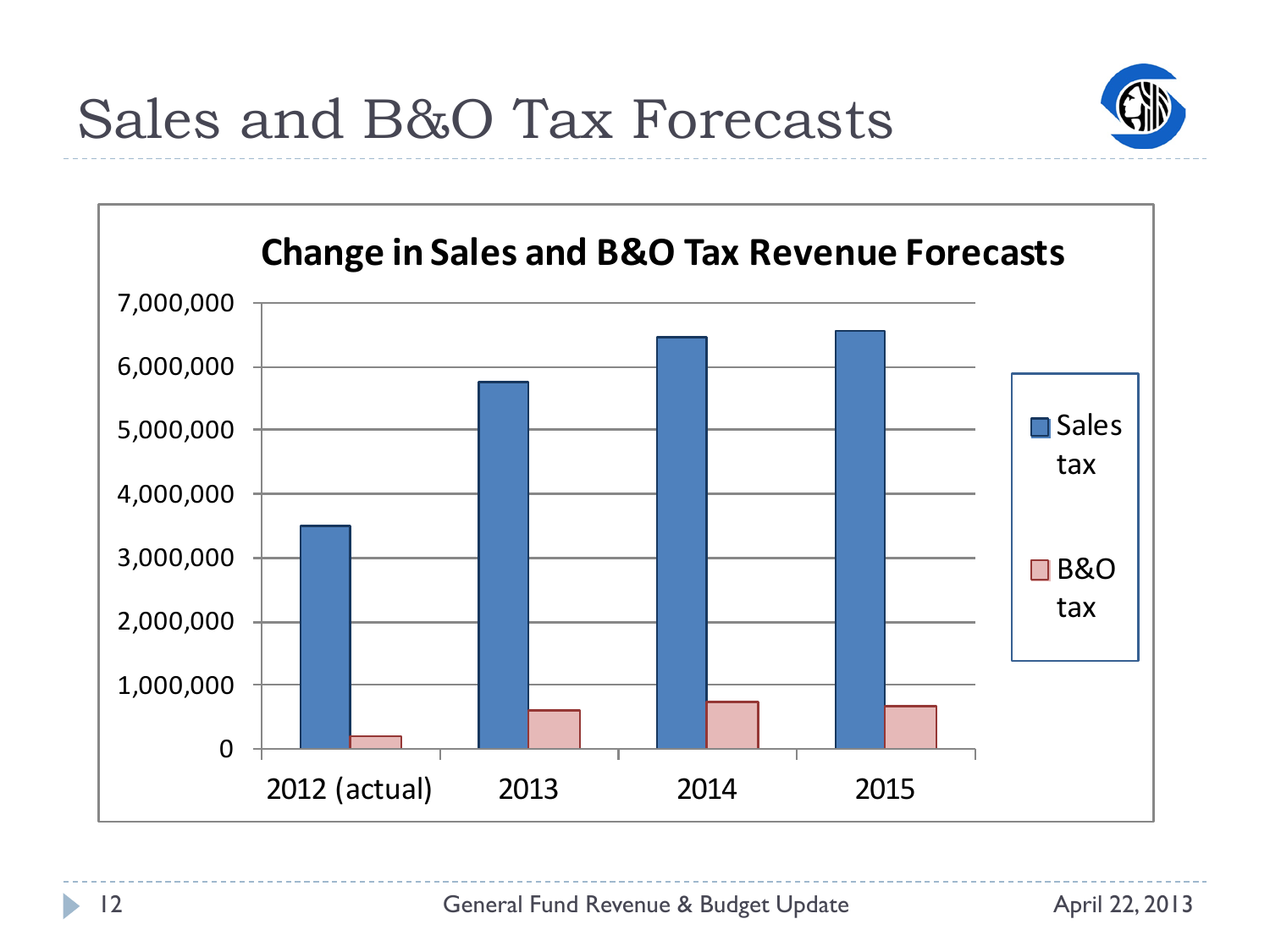# Sales and B&O Tax Forecasts

**Change in Sales and B&O Tax Revenue Forecasts**

| | Sales tax | B&O tax |
|---|---|---|
| 2012 (actual) | ~3,500,000 | ~200,000 |
| 2013 | ~5,750,000 | ~600,000 |
| 2014 | ~6,450,000 | ~750,000 |
| 2015 | ~6,550,000 | ~680,000 |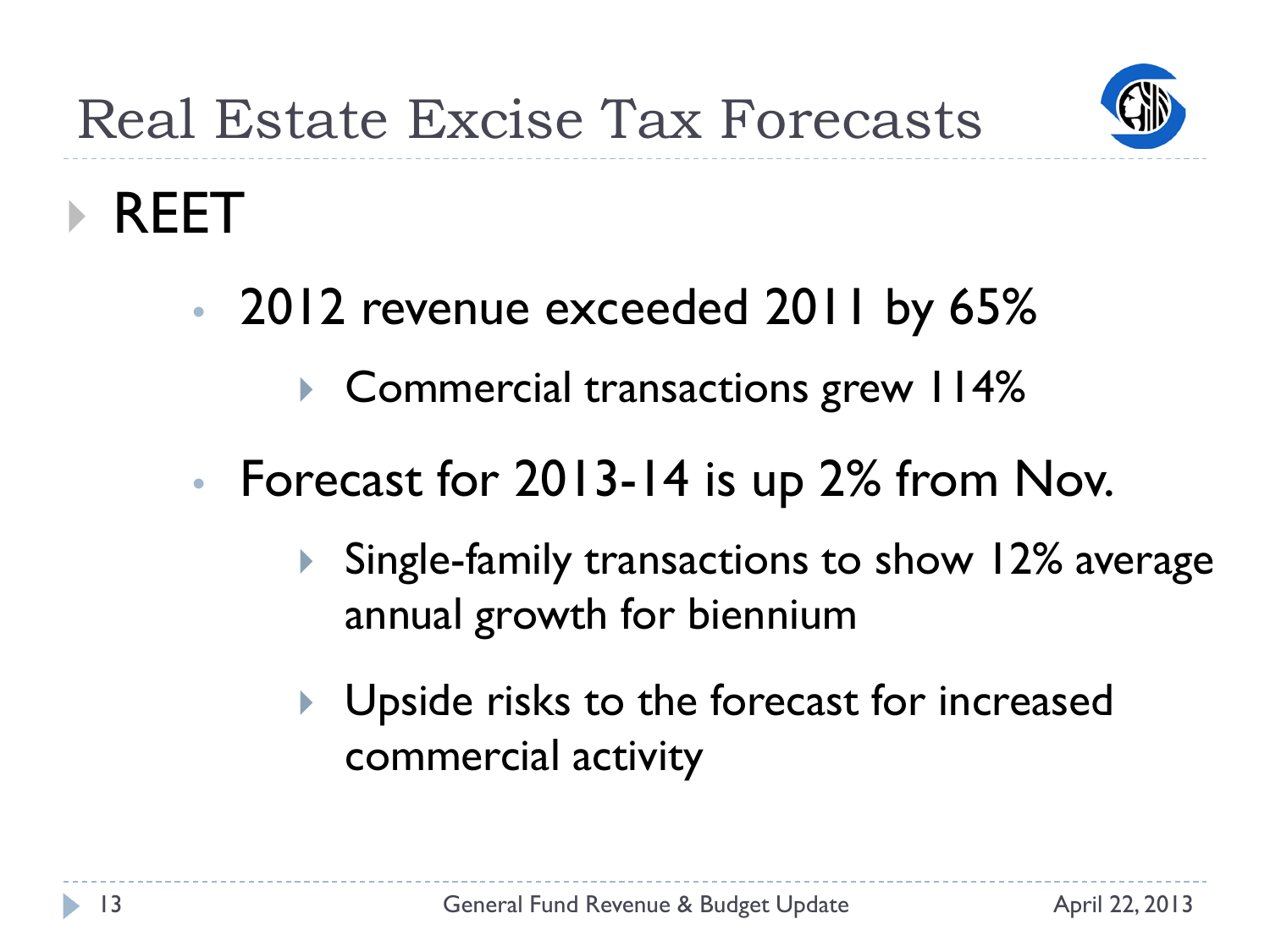# Real Estate Excise Tax Forecasts

- REET
  - 2012 revenue exceeded 2011 by 65%
    - Commercial transactions grew 114%
  - Forecast for 2013-14 is up 2% from Nov.
    - Single-family transactions to show 12% average annual growth for biennium
    - Upside risks to the forecast for increased commercial activity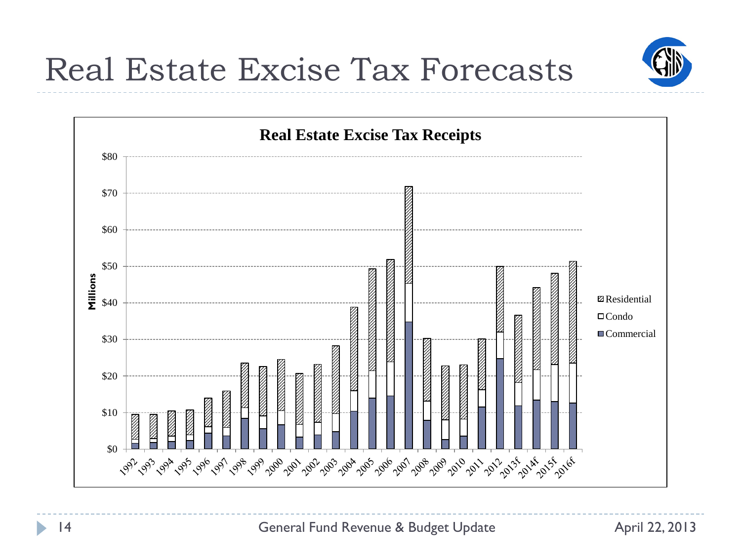# Real Estate Excise Tax Forecasts

**Real Estate Excise Tax Receipts**

Millions

$80
$70
$60
$50
$40
$30
$20
$10
$0

1992 1993 1994 1995 1996 1997 1998 1999 2000 2001 2002 2003 2004 2005 2006 2007 2008 2009 2010 2011 2012 2013f 2014f 2015f 2016f

Residential
Condo
Commercial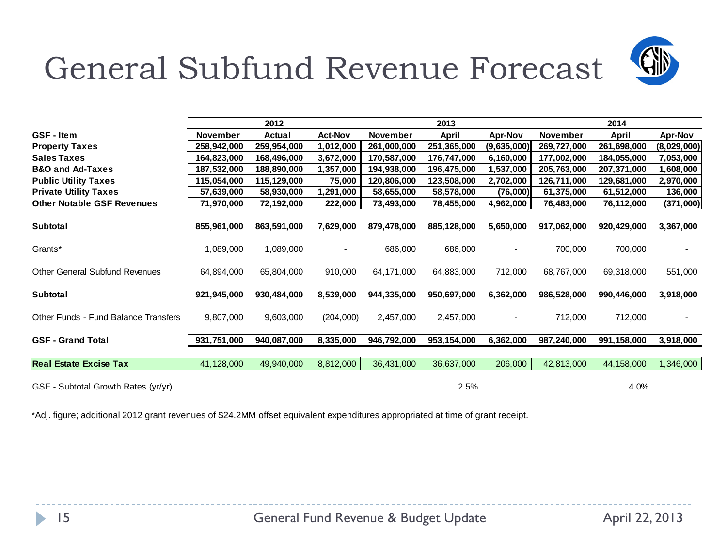# General Subfund Revenue Forecast

| GSF - Item | 2012 November | 2012 Actual | 2012 Act-Nov | 2013 November | 2013 April | 2013 Apr-Nov | 2014 November | 2014 April | 2014 Apr-Nov |
|---|---|---|---|---|---|---|---|---|---|
| **Property Taxes** | **258,942,000** | **259,954,000** | **1,012,000** | **261,000,000** | **251,365,000** | **(9,635,000)** | **269,727,000** | **261,698,000** | **(8,029,000)** |
| **Sales Taxes** | **164,823,000** | **168,496,000** | **3,672,000** | **170,587,000** | **176,747,000** | **6,160,000** | **177,002,000** | **184,055,000** | **7,053,000** |
| **B&O and Ad-Taxes** | **187,532,000** | **188,890,000** | **1,357,000** | **194,938,000** | **196,475,000** | **1,537,000** | **205,763,000** | **207,371,000** | **1,608,000** |
| **Public Utility Taxes** | **115,054,000** | **115,129,000** | **75,000** | **120,806,000** | **123,508,000** | **2,702,000** | **126,711,000** | **129,681,000** | **2,970,000** |
| **Private Utility Taxes** | **57,639,000** | **58,930,000** | **1,291,000** | **58,655,000** | **58,578,000** | **(76,000)** | **61,375,000** | **61,512,000** | **136,000** |
| **Other Notable GSF Revenues** | **71,970,000** | **72,192,000** | **222,000** | **73,493,000** | **78,455,000** | **4,962,000** | **76,483,000** | **76,112,000** | **(371,000)** |
| **Subtotal** | **855,961,000** | **863,591,000** | **7,629,000** | **879,478,000** | **885,128,000** | **5,650,000** | **917,062,000** | **920,429,000** | **3,367,000** |
| Grants* | 1,089,000 | 1,089,000 | - | 686,000 | 686,000 | - | 700,000 | 700,000 | - |
| Other General Subfund Revenues | 64,894,000 | 65,804,000 | 910,000 | 64,171,000 | 64,883,000 | 712,000 | 68,767,000 | 69,318,000 | 551,000 |
| **Subtotal** | **921,945,000** | **930,484,000** | **8,539,000** | **944,335,000** | **950,697,000** | **6,362,000** | **986,528,000** | **990,446,000** | **3,918,000** |
| Other Funds - Fund Balance Transfers | 9,807,000 | 9,603,000 | (204,000) | 2,457,000 | 2,457,000 | - | 712,000 | 712,000 | - |
| **GSF - Grand Total** | **931,751,000** | **940,087,000** | **8,335,000** | **946,792,000** | **953,154,000** | **6,362,000** | **987,240,000** | **991,158,000** | **3,918,000** |
| **Real Estate Excise Tax** | 41,128,000 | 49,940,000 | 8,812,000 | 36,431,000 | 36,637,000 | 206,000 | 42,813,000 | 44,158,000 | 1,346,000 |
| GSF - Subtotal Growth Rates (yr/yr) | | | | | 2.5% | | | 4.0% | |

*Adj. figure; additional 2012 grant revenues of $24.2MM offset equivalent expenditures appropriated at time of grant receipt.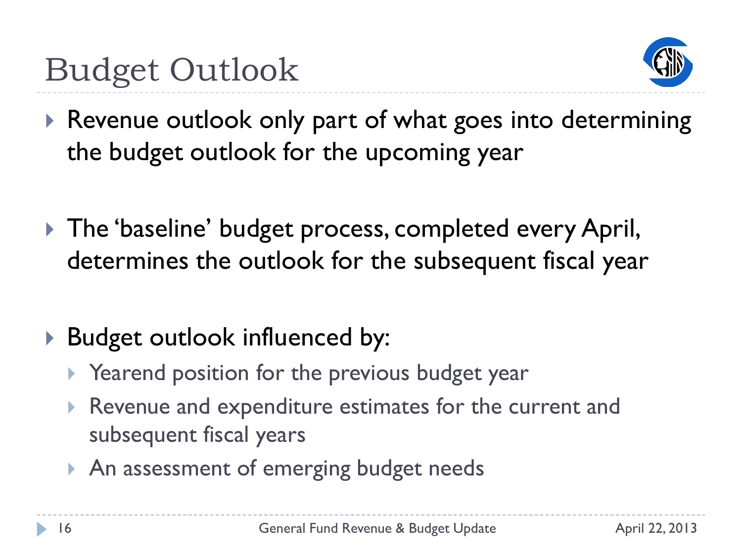# Budget Outlook

- Revenue outlook only part of what goes into determining the budget outlook for the upcoming year

- The 'baseline' budget process, completed every April, determines the outlook for the subsequent fiscal year

- Budget outlook influenced by:
  - Yearend position for the previous budget year
  - Revenue and expenditure estimates for the current and subsequent fiscal years
  - An assessment of emerging budget needs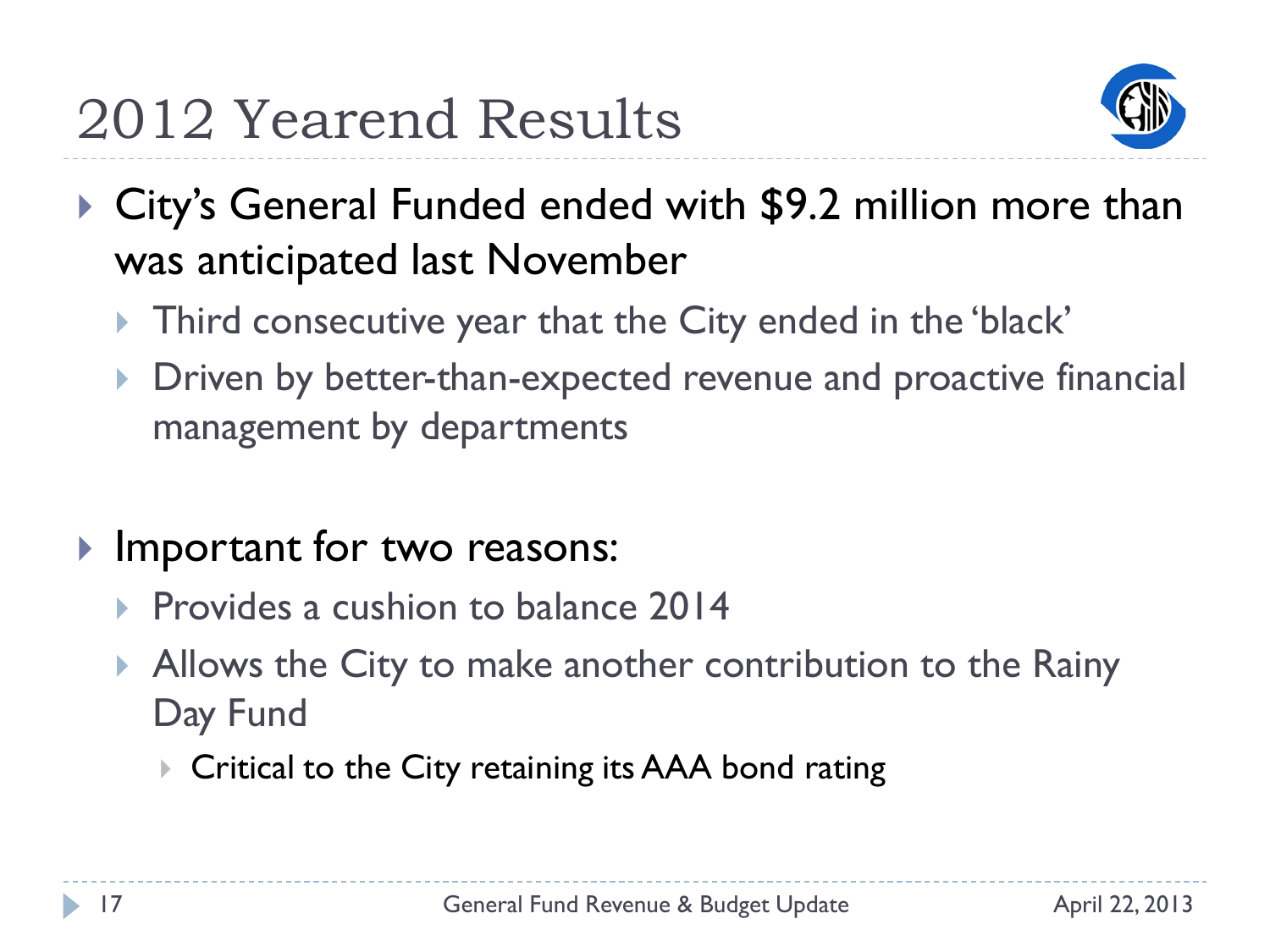# 2012 Yearend Results

- City's General Funded ended with $9.2 million more than was anticipated last November
  - Third consecutive year that the City ended in the 'black'
  - Driven by better-than-expected revenue and proactive financial management by departments

- Important for two reasons:
  - Provides a cushion to balance 2014
  - Allows the City to make another contribution to the Rainy Day Fund
    - Critical to the City retaining its AAA bond rating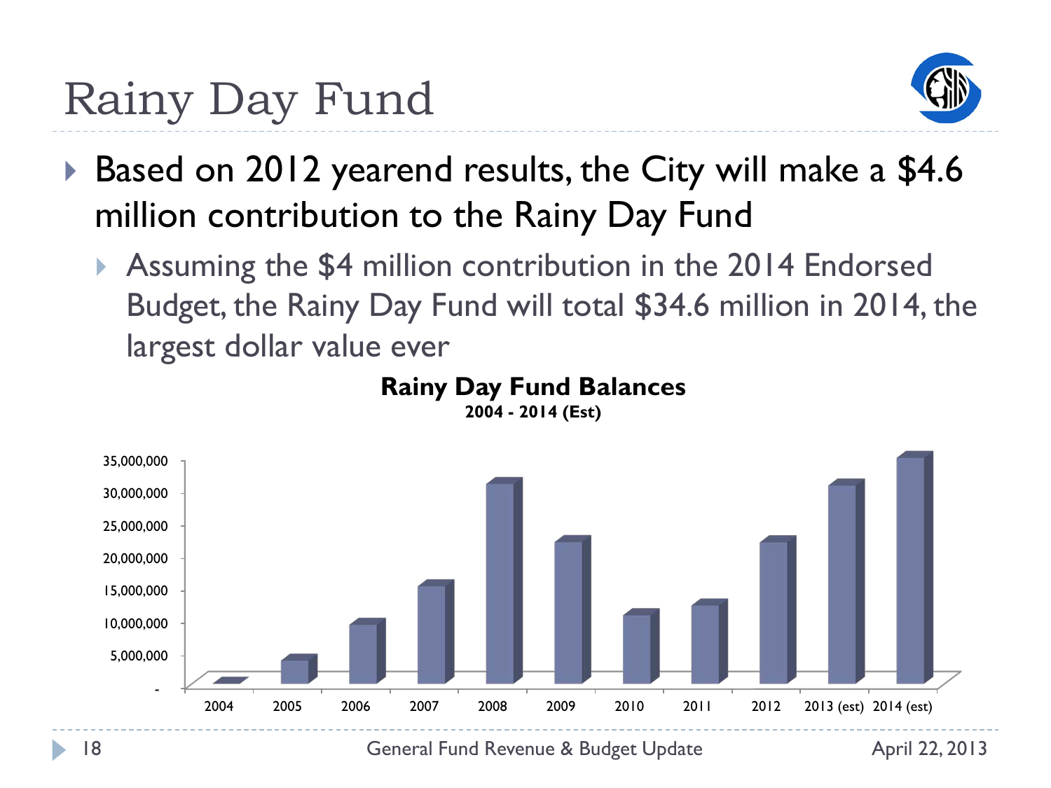# Rainy Day Fund

- Based on 2012 yearend results, the City will make a $4.6 million contribution to the Rainy Day Fund
  - Assuming the $4 million contribution in the 2014 Endorsed Budget, the Rainy Day Fund will total $34.6 million in 2014, the largest dollar value ever

**Rainy Day Fund Balances**
**2004 - 2014 (Est)**

35,000,000
30,000,000
25,000,000
20,000,000
15,000,000
10,000,000
5,000,000
-

2004 2005 2006 2007 2008 2009 2010 2011 2012 2013 (est) 2014 (est)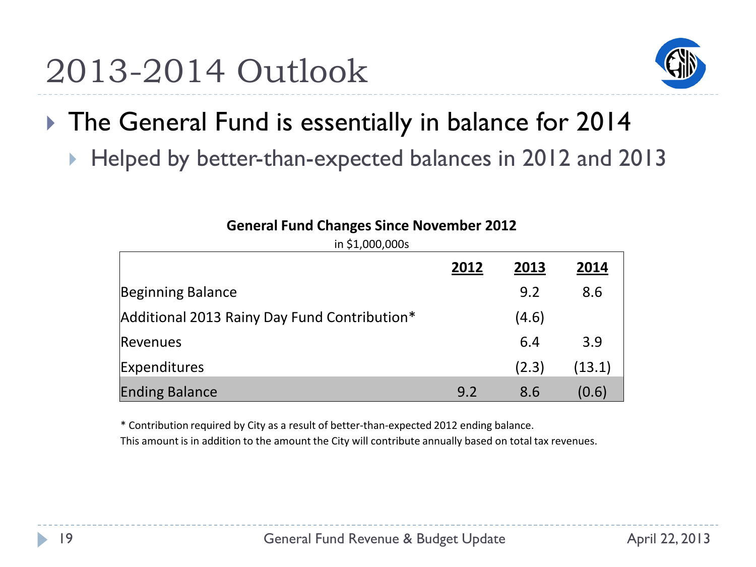# 2013-2014 Outlook

- The General Fund is essentially in balance for 2014
  - Helped by better-than-expected balances in 2012 and 2013

**General Fund Changes Since November 2012**

in $1,000,000s

| | 2012 | 2013 | 2014 |
|---|---|---|---|
| Beginning Balance | | 9.2 | 8.6 |
| Additional 2013 Rainy Day Fund Contribution* | | (4.6) | |
| Revenues | | 6.4 | 3.9 |
| Expenditures | | (2.3) | (13.1) |
| Ending Balance | 9.2 | 8.6 | (0.6) |

* Contribution required by City as a result of better-than-expected 2012 ending balance.
This amount is in addition to the amount the City will contribute annually based on total tax revenues.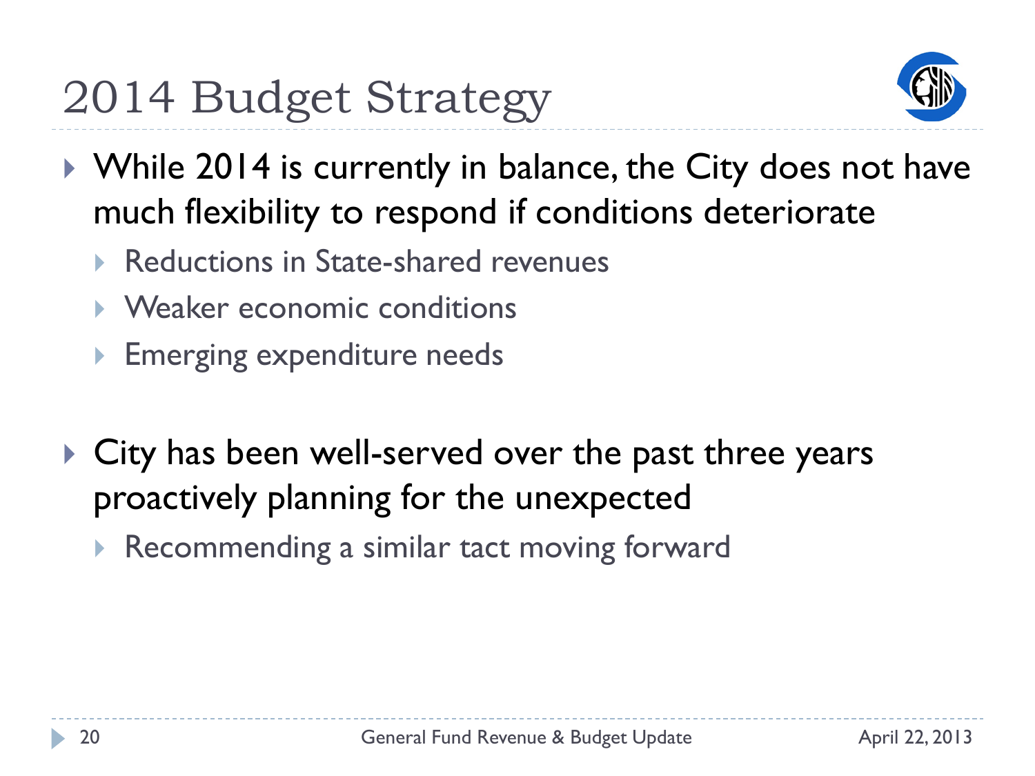# 2014 Budget Strategy

- While 2014 is currently in balance, the City does not have much flexibility to respond if conditions deteriorate
  - Reductions in State-shared revenues
  - Weaker economic conditions
  - Emerging expenditure needs

- City has been well-served over the past three years proactively planning for the unexpected
  - Recommending a similar tact moving forward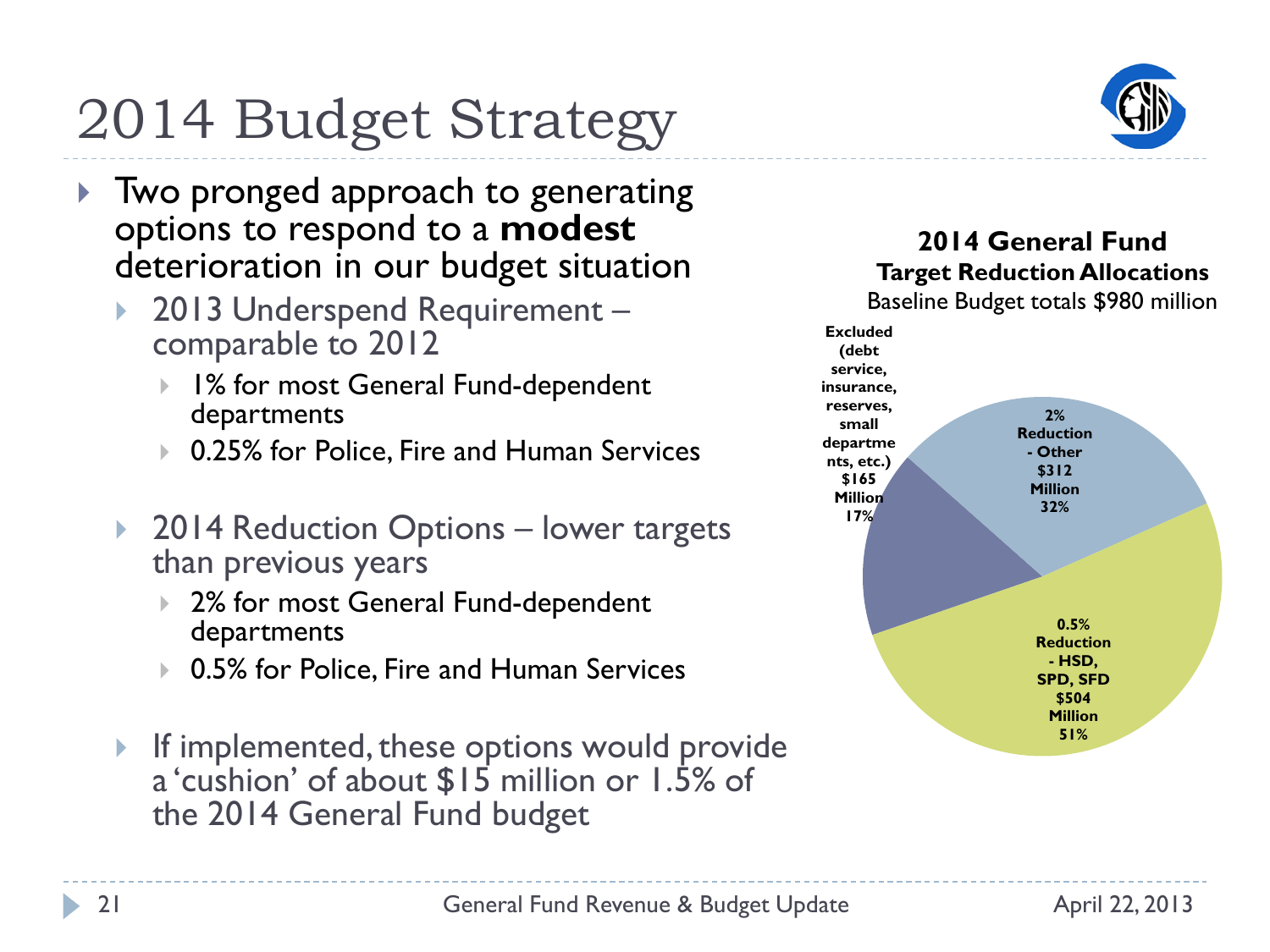# 2014 Budget Strategy

- Two pronged approach to generating options to respond to a **modest** deterioration in our budget situation
  - 2013 Underspend Requirement – comparable to 2012
    - 1% for most General Fund-dependent departments
    - 0.25% for Police, Fire and Human Services
  - 2014 Reduction Options – lower targets than previous years
    - 2% for most General Fund-dependent departments
    - 0.5% for Police, Fire and Human Services
  - If implemented, these options would provide a 'cushion' of about $15 million or 1.5% of the 2014 General Fund budget

**2014 General Fund Target Reduction Allocations**

Baseline Budget totals $980 million

| Category | Amount | Share |
| --- | --- | --- |
| Excluded (debt service, insurance, reserves, small departments, etc.) | $165 Million | 17% |
| 2% Reduction - Other | $312 Million | 32% |
| 0.5% Reduction - HSD, SPD, SFD | $504 Million | 51% |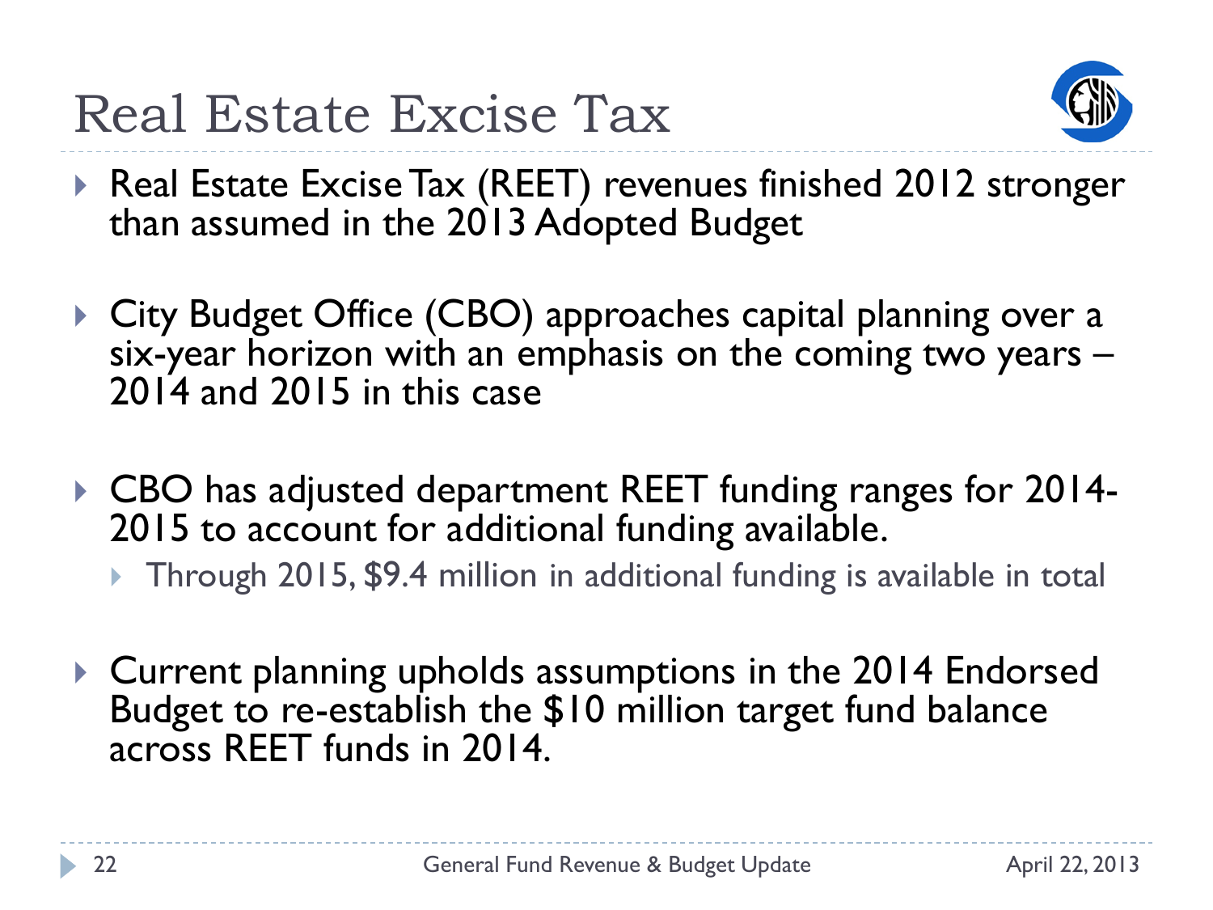# Real Estate Excise Tax

- Real Estate Excise Tax (REET) revenues finished 2012 stronger than assumed in the 2013 Adopted Budget
- City Budget Office (CBO) approaches capital planning over a six-year horizon with an emphasis on the coming two years – 2014 and 2015 in this case
- CBO has adjusted department REET funding ranges for 2014-2015 to account for additional funding available.
  - Through 2015, $9.4 million in additional funding is available in total
- Current planning upholds assumptions in the 2014 Endorsed Budget to re-establish the $10 million target fund balance across REET funds in 2014.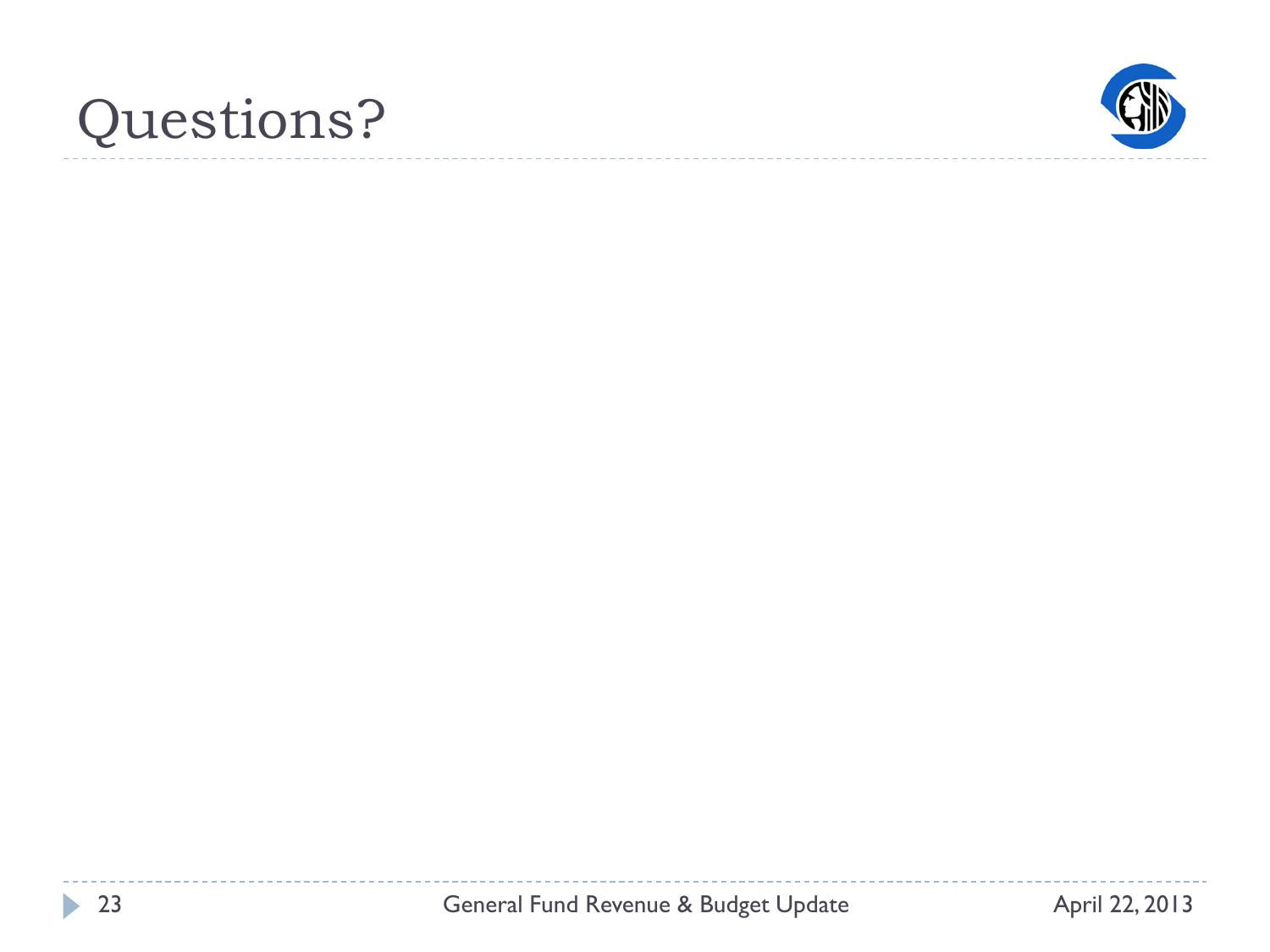# Questions?